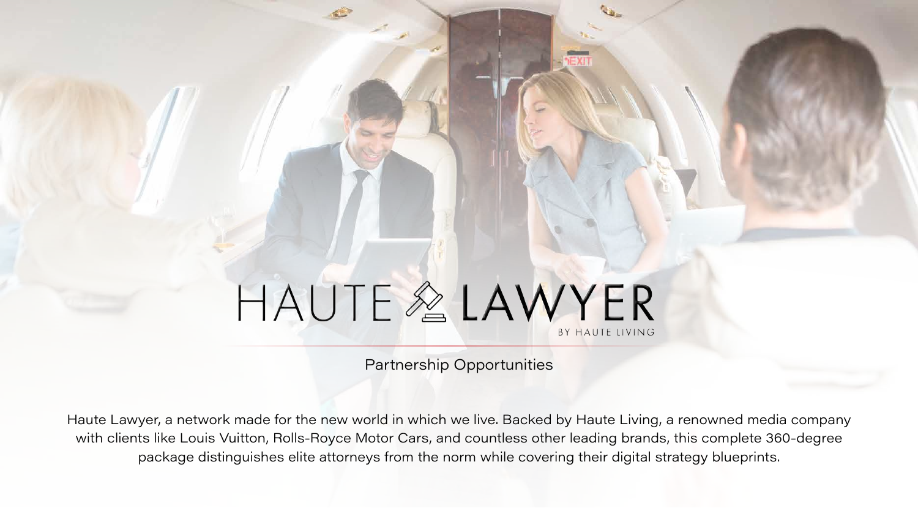# HAUTE LAWYER

BY HAUTE LIVING

## Partnership Opportunities

Haute Lawyer, a network made for the new world in which we live. Backed by Haute Living, a renowned media company with clients like Louis Vuitton, Rolls-Royce Motor Cars, and countless other leading brands, this complete 360-degree package distinguishes elite attorneys from the norm while covering their digital strategy blueprints.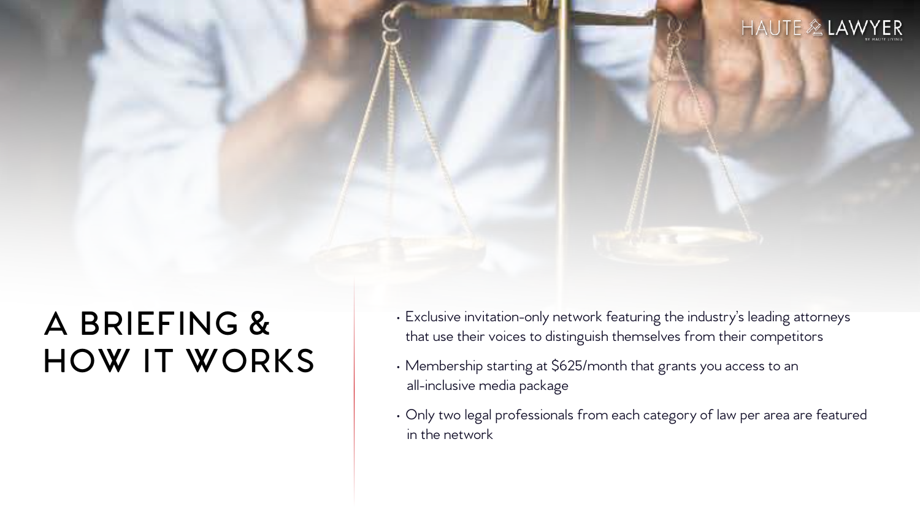# A BRIEFING & HOW IT WORKS

- Exclusive invitation-only network featuring the industry's leading attorneys that use their voices to distinguish themselves from their competitors
- Membership starting at $625/month that grants you access to an all-inclusive media package
- Only two legal professionals from each category of law per area are featured in the network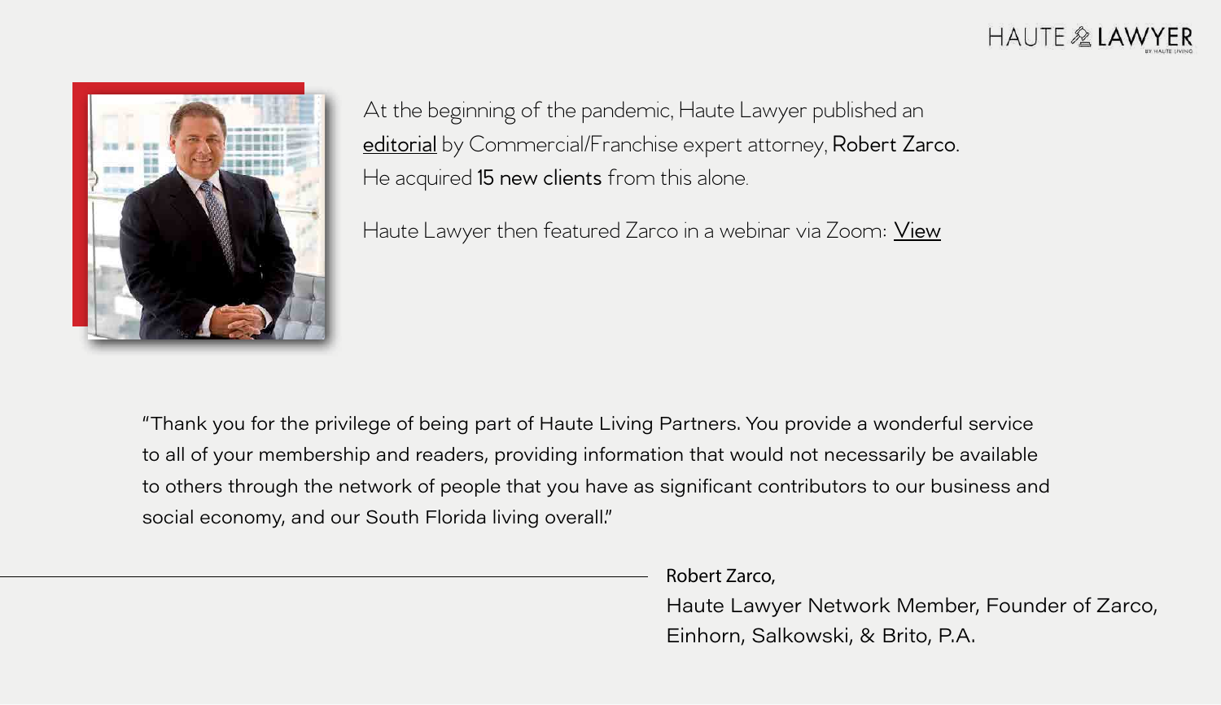At the beginning of the pandemic, Haute Lawyer published an editorial by Commercial/Franchise expert attorney, **Robert Zarco**. He acquired **15 new clients** from this alone.

Haute Lawyer then featured Zarco in a webinar via Zoom: View

"Thank you for the privilege of being part of Haute Living Partners. You provide a wonderful service to all of your membership and readers, providing information that would not necessarily be available to others through the network of people that you have as significant contributors to our business and social economy, and our South Florida living overall."

**Robert Zarco,**
Haute Lawyer Network Member, Founder of Zarco, Einhorn, Salkowski, & Brito, P.A.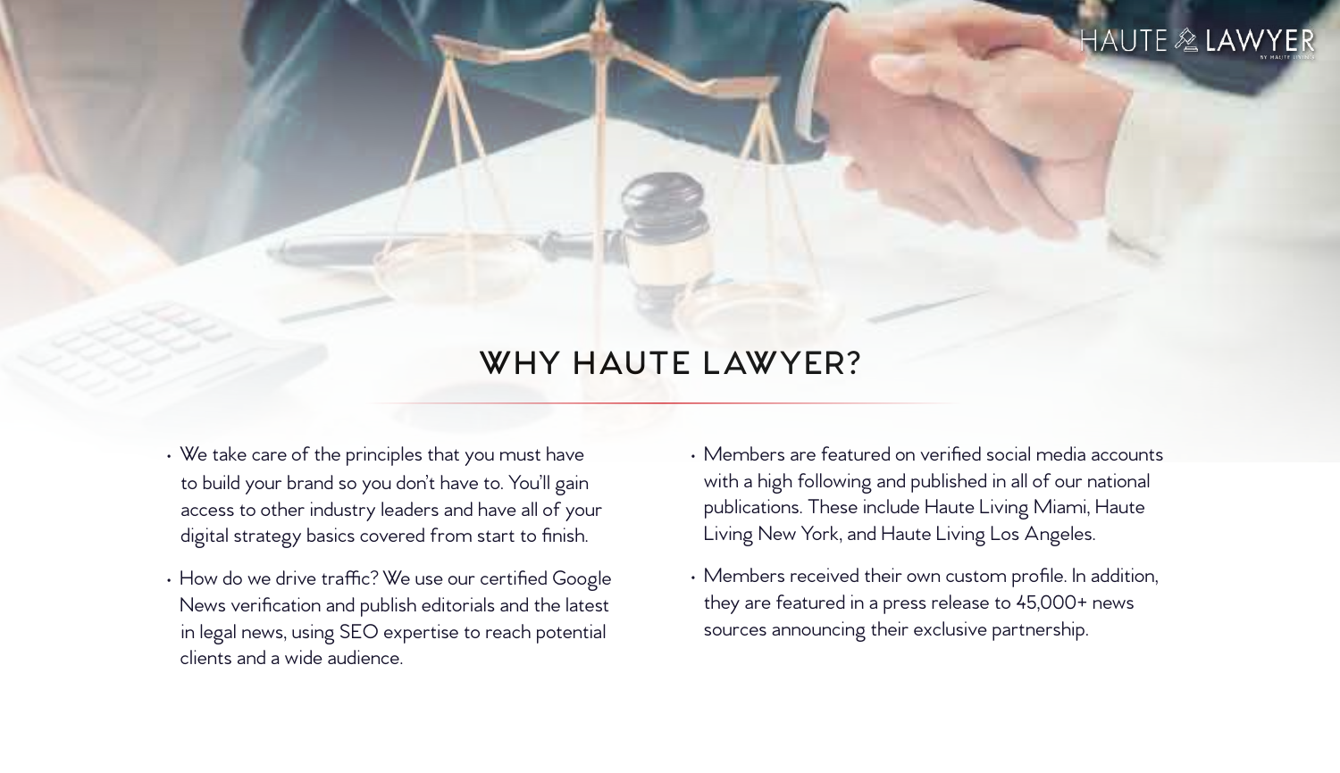# WHY HAUTE LAWYER?

- We take care of the principles that you must have to build your brand so you don't have to. You'll gain access to other industry leaders and have all of your digital strategy basics covered from start to finish.
- How do we drive traffic? We use our certified Google News verification and publish editorials and the latest in legal news, using SEO expertise to reach potential clients and a wide audience.
- Members are featured on verified social media accounts with a high following and published in all of our national publications. These include Haute Living Miami, Haute Living New York, and Haute Living Los Angeles.
- Members received their own custom profile. In addition, they are featured in a press release to 45,000+ news sources announcing their exclusive partnership.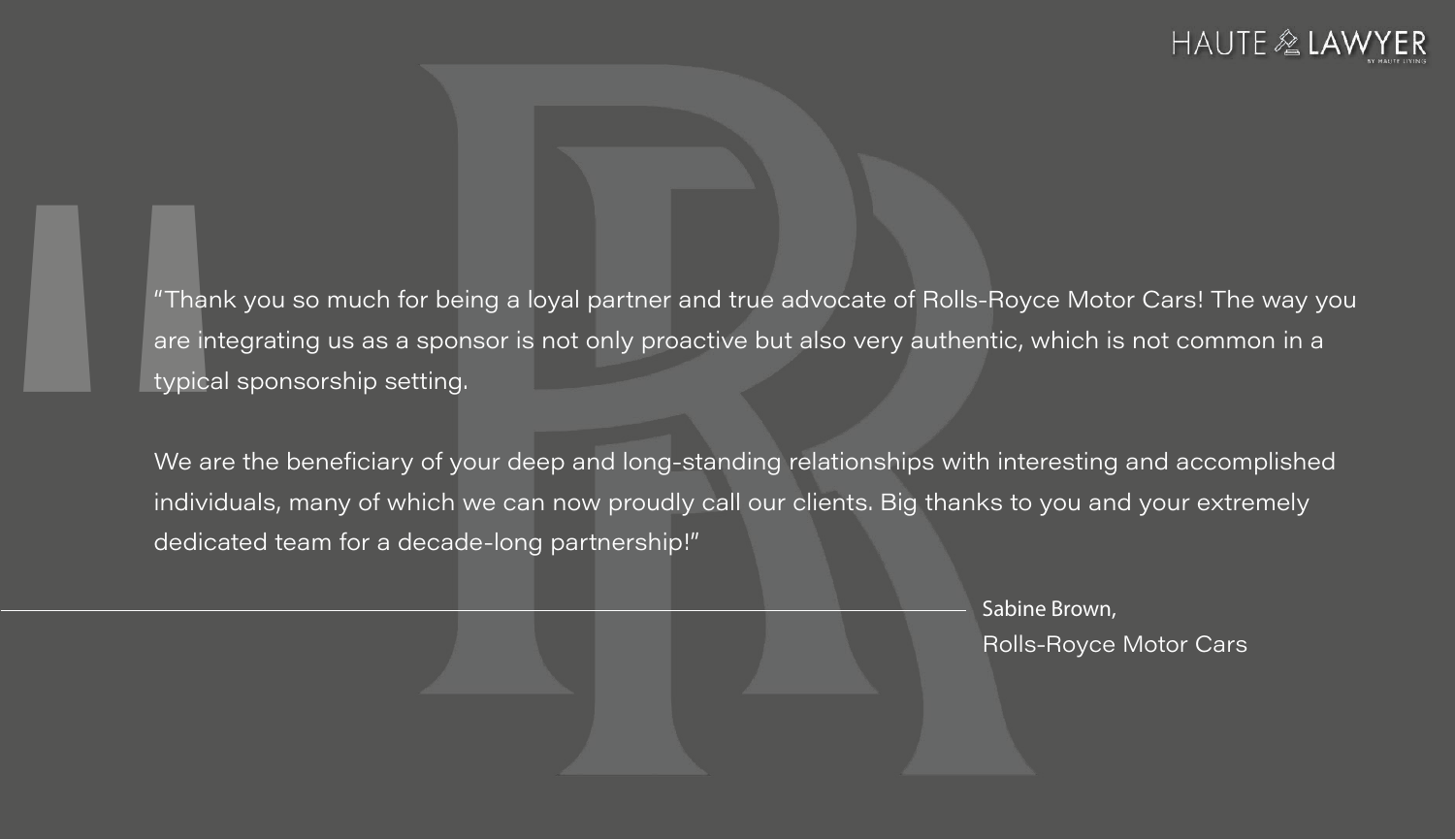"Thank you so much for being a loyal partner and true advocate of Rolls-Royce Motor Cars! The way you are integrating us as a sponsor is not only proactive but also very authentic, which is not common in a typical sponsorship setting.

We are the beneficiary of your deep and long-standing relationships with interesting and accomplished individuals, many of which we can now proudly call our clients. Big thanks to you and your extremely dedicated team for a decade-long partnership!"

Sabine Brown,
Rolls-Royce Motor Cars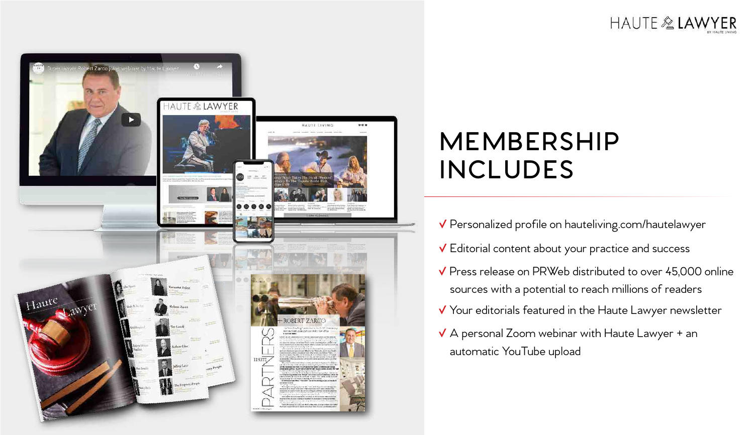HAUTE LAWYER
BY HAUTE LIVING

# MEMBERSHIP INCLUDES

- ✓ Personalized profile on hauteliving.com/hautelawyer
- ✓ Editorial content about your practice and success
- ✓ Press release on PRWeb distributed to over 45,000 online sources with a potential to reach millions of readers
- ✓ Your editorials featured in the Haute Lawyer newsletter
- ✓ A personal Zoom webinar with Haute Lawyer + an automatic YouTube upload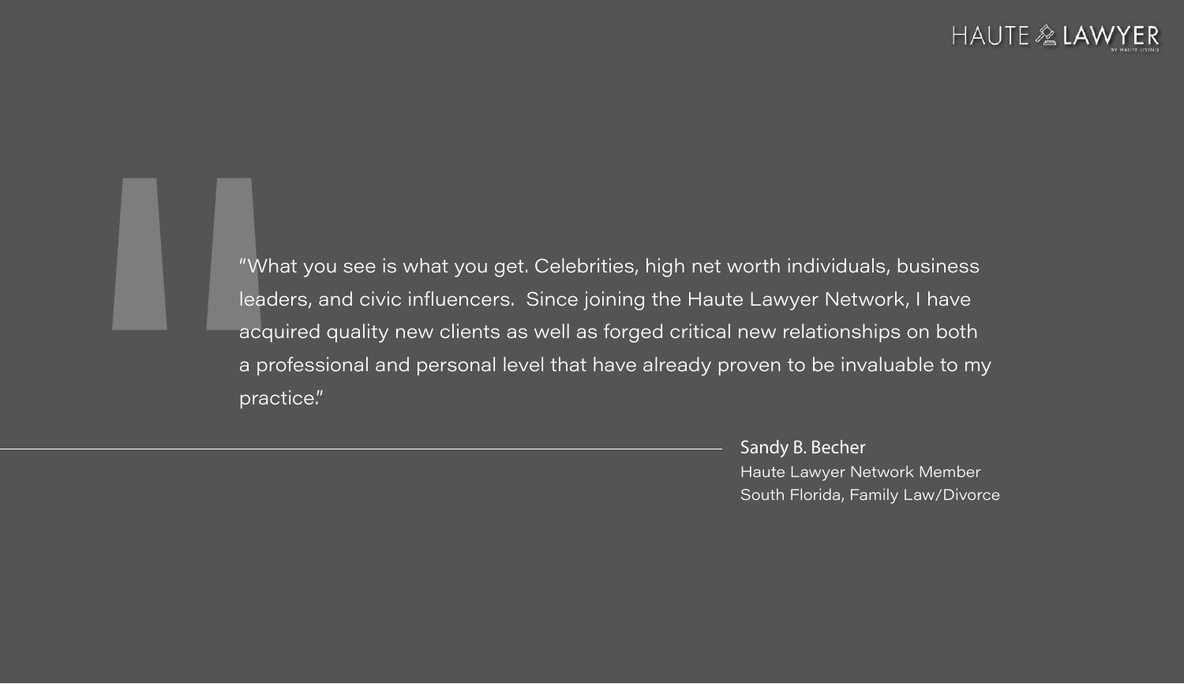"What you see is what you get. Celebrities, high net worth individuals, business leaders, and civic influencers.  Since joining the Haute Lawyer Network, I have acquired quality new clients as well as forged critical new relationships on both a professional and personal level that have already proven to be invaluable to my practice."

Sandy B. Becher
Haute Lawyer Network Member
South Florida, Family Law/Divorce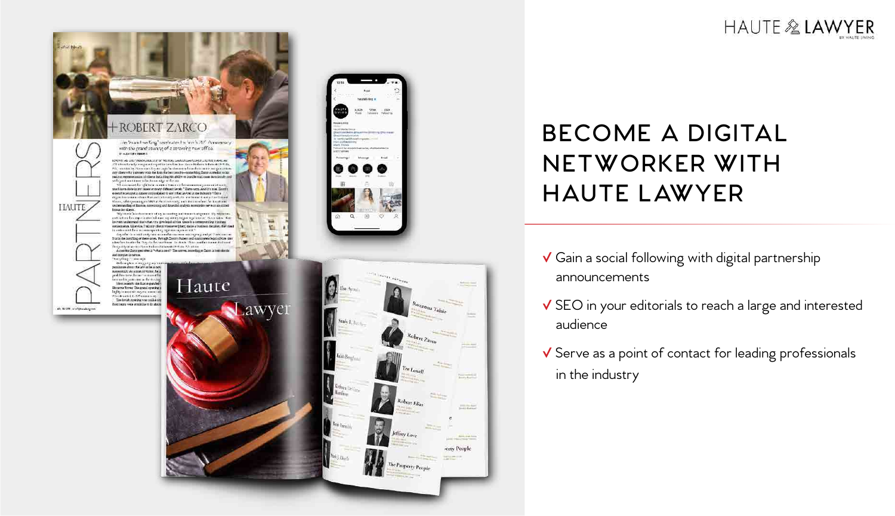HAUTE LAWYER

BY HAUTE LIVING

# BECOME A DIGITAL NETWORKER WITH HAUTE LAWYER

- √ Gain a social following with digital partnership announcements
- √ SEO in your editorials to reach a large and interested audience
- √ Serve as a point of contact for leading professionals in the industry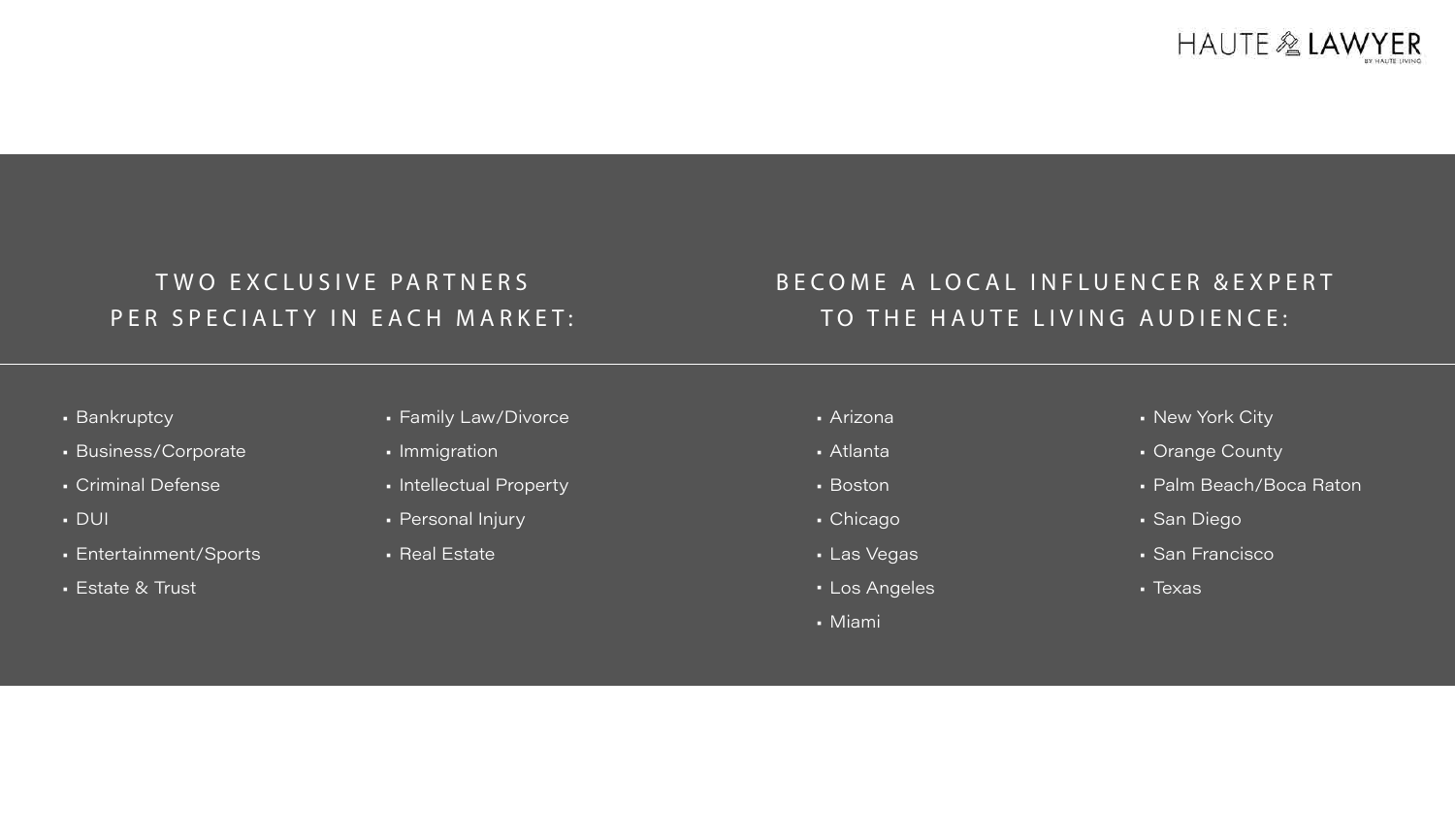## TWO EXCLUSIVE PARTNERS PER SPECIALTY IN EACH MARKET:

- Bankruptcy
- Business/Corporate
- Criminal Defense
- DUI
- Entertainment/Sports
- Estate & Trust
- Family Law/Divorce
- Immigration
- Intellectual Property
- Personal Injury
- Real Estate

## BECOME A LOCAL INFLUENCER &EXPERT TO THE HAUTE LIVING AUDIENCE:

- Arizona
- Atlanta
- Boston
- Chicago
- Las Vegas
- Los Angeles
- Miami
- New York City
- Orange County
- Palm Beach/Boca Raton
- San Diego
- San Francisco
- Texas